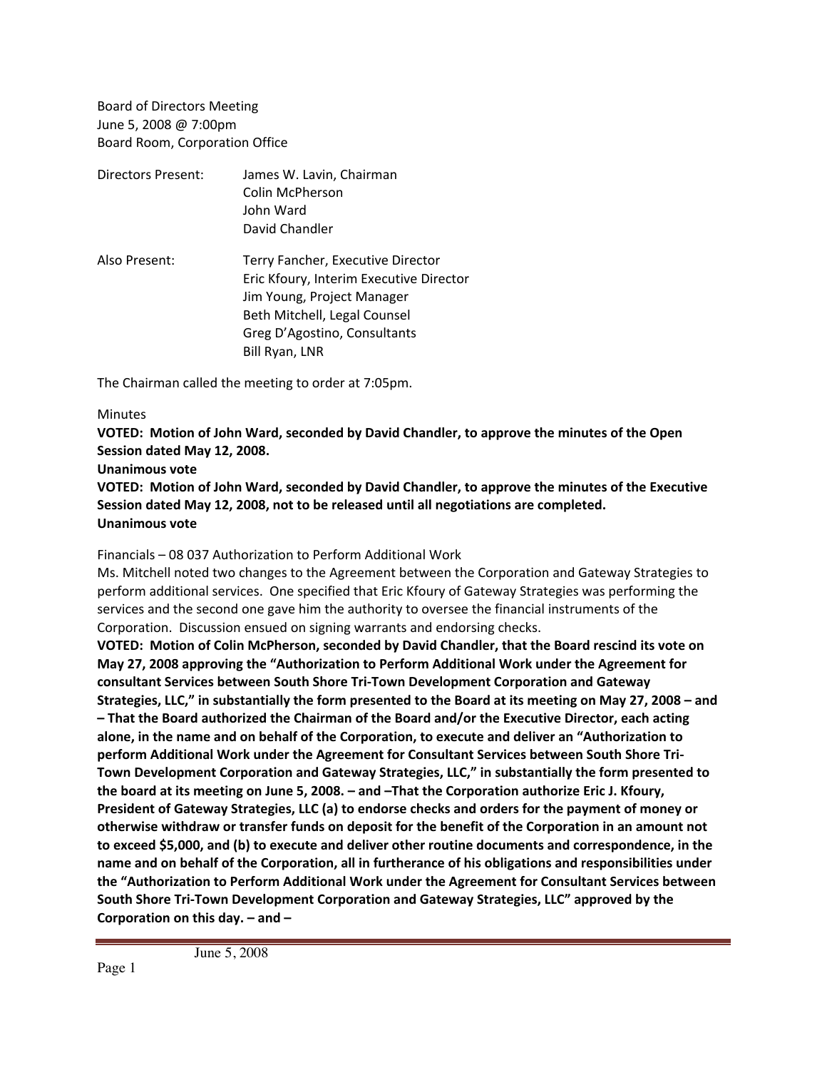Board of Directors Meeting
June 5, 2008 @ 7:00pm
Board Room, Corporation Office

| Directors Present: | James W. Lavin, Chairman |
|---|---|
| | Colin McPherson |
| | John Ward |
| | David Chandler |

| Also Present: | Terry Fancher, Executive Director |
|---|---|
| | Eric Kfoury, Interim Executive Director |
| | Jim Young, Project Manager |
| | Beth Mitchell, Legal Counsel |
| | Greg D'Agostino, Consultants |
| | Bill Ryan, LNR |

The Chairman called the meeting to order at 7:05pm.

Minutes

**VOTED: Motion of John Ward, seconded by David Chandler, to approve the minutes of the Open Session dated May 12, 2008.**

**Unanimous vote**

**VOTED: Motion of John Ward, seconded by David Chandler, to approve the minutes of the Executive Session dated May 12, 2008, not to be released until all negotiations are completed.**

**Unanimous vote**

Financials – 08 037 Authorization to Perform Additional Work

Ms. Mitchell noted two changes to the Agreement between the Corporation and Gateway Strategies to perform additional services. One specified that Eric Kfoury of Gateway Strategies was performing the services and the second one gave him the authority to oversee the financial instruments of the Corporation. Discussion ensued on signing warrants and endorsing checks.

**VOTED: Motion of Colin McPherson, seconded by David Chandler, that the Board rescind its vote on May 27, 2008 approving the "Authorization to Perform Additional Work under the Agreement for consultant Services between South Shore Tri-Town Development Corporation and Gateway Strategies, LLC," in substantially the form presented to the Board at its meeting on May 27, 2008 – and – That the Board authorized the Chairman of the Board and/or the Executive Director, each acting alone, in the name and on behalf of the Corporation, to execute and deliver an "Authorization to perform Additional Work under the Agreement for Consultant Services between South Shore Tri-Town Development Corporation and Gateway Strategies, LLC," in substantially the form presented to the board at its meeting on June 5, 2008. – and –That the Corporation authorize Eric J. Kfoury, President of Gateway Strategies, LLC (a) to endorse checks and orders for the payment of money or otherwise withdraw or transfer funds on deposit for the benefit of the Corporation in an amount not to exceed $5,000, and (b) to execute and deliver other routine documents and correspondence, in the name and on behalf of the Corporation, all in furtherance of his obligations and responsibilities under the "Authorization to Perform Additional Work under the Agreement for Consultant Services between South Shore Tri-Town Development Corporation and Gateway Strategies, LLC" approved by the Corporation on this day. – and –**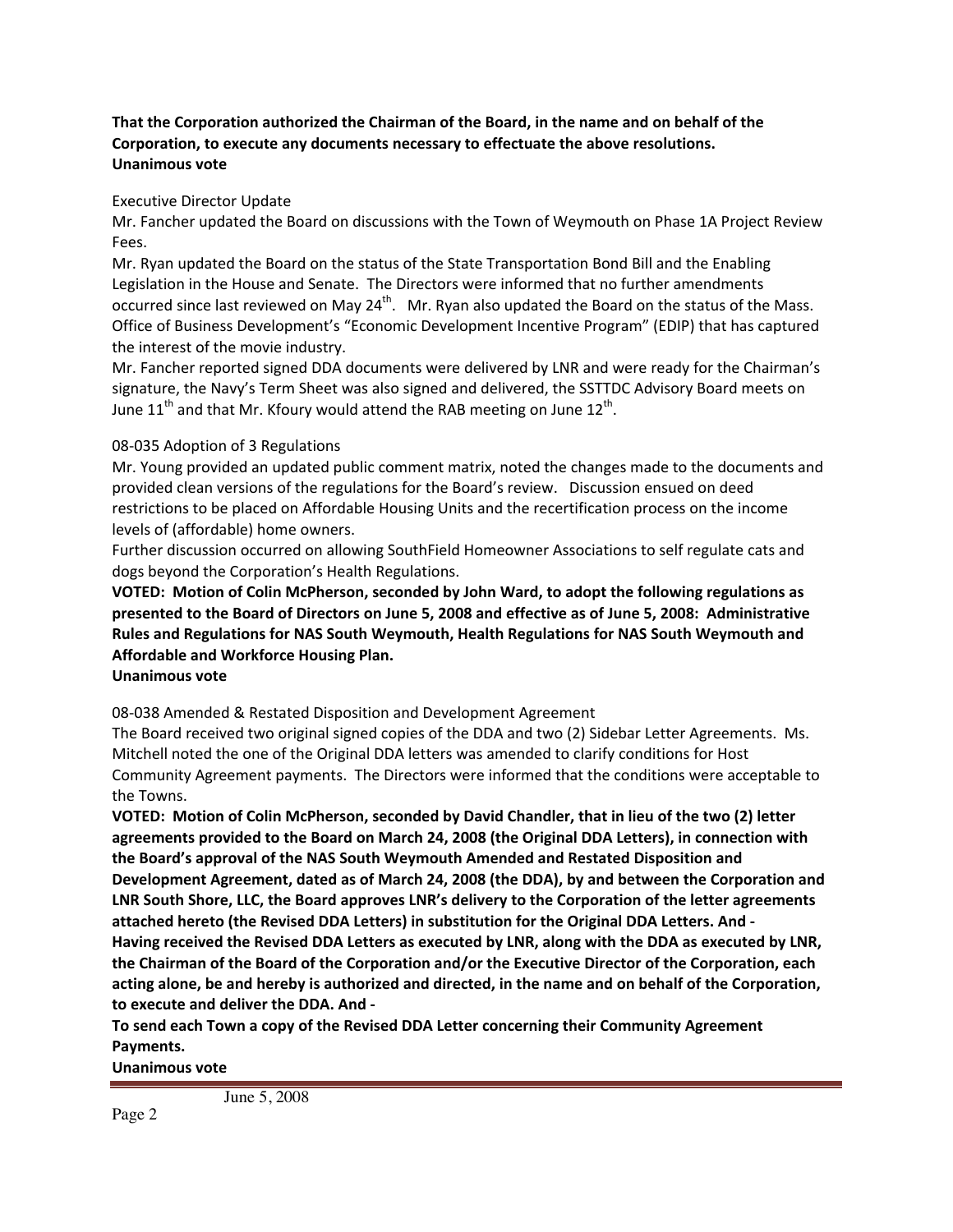**That the Corporation authorized the Chairman of the Board, in the name and on behalf of the Corporation, to execute any documents necessary to effectuate the above resolutions.**
**Unanimous vote**

Executive Director Update

Mr. Fancher updated the Board on discussions with the Town of Weymouth on Phase 1A Project Review Fees.

Mr. Ryan updated the Board on the status of the State Transportation Bond Bill and the Enabling Legislation in the House and Senate. The Directors were informed that no further amendments occurred since last reviewed on May 24th. Mr. Ryan also updated the Board on the status of the Mass. Office of Business Development's "Economic Development Incentive Program" (EDIP) that has captured the interest of the movie industry.

Mr. Fancher reported signed DDA documents were delivered by LNR and were ready for the Chairman's signature, the Navy's Term Sheet was also signed and delivered, the SSTTDC Advisory Board meets on June 11th and that Mr. Kfoury would attend the RAB meeting on June 12th.

08-035 Adoption of 3 Regulations

Mr. Young provided an updated public comment matrix, noted the changes made to the documents and provided clean versions of the regulations for the Board's review. Discussion ensued on deed restrictions to be placed on Affordable Housing Units and the recertification process on the income levels of (affordable) home owners.

Further discussion occurred on allowing SouthField Homeowner Associations to self regulate cats and dogs beyond the Corporation's Health Regulations.

**VOTED: Motion of Colin McPherson, seconded by John Ward, to adopt the following regulations as presented to the Board of Directors on June 5, 2008 and effective as of June 5, 2008: Administrative Rules and Regulations for NAS South Weymouth, Health Regulations for NAS South Weymouth and Affordable and Workforce Housing Plan.**
**Unanimous vote**

08-038 Amended & Restated Disposition and Development Agreement

The Board received two original signed copies of the DDA and two (2) Sidebar Letter Agreements. Ms. Mitchell noted the one of the Original DDA letters was amended to clarify conditions for Host Community Agreement payments. The Directors were informed that the conditions were acceptable to the Towns.

**VOTED: Motion of Colin McPherson, seconded by David Chandler, that in lieu of the two (2) letter agreements provided to the Board on March 24, 2008 (the Original DDA Letters), in connection with the Board's approval of the NAS South Weymouth Amended and Restated Disposition and Development Agreement, dated as of March 24, 2008 (the DDA), by and between the Corporation and LNR South Shore, LLC, the Board approves LNR's delivery to the Corporation of the letter agreements attached hereto (the Revised DDA Letters) in substitution for the Original DDA Letters. And -**
**Having received the Revised DDA Letters as executed by LNR, along with the DDA as executed by LNR, the Chairman of the Board of the Corporation and/or the Executive Director of the Corporation, each acting alone, be and hereby is authorized and directed, in the name and on behalf of the Corporation, to execute and deliver the DDA. And -**
**To send each Town a copy of the Revised DDA Letter concerning their Community Agreement Payments.**
**Unanimous vote**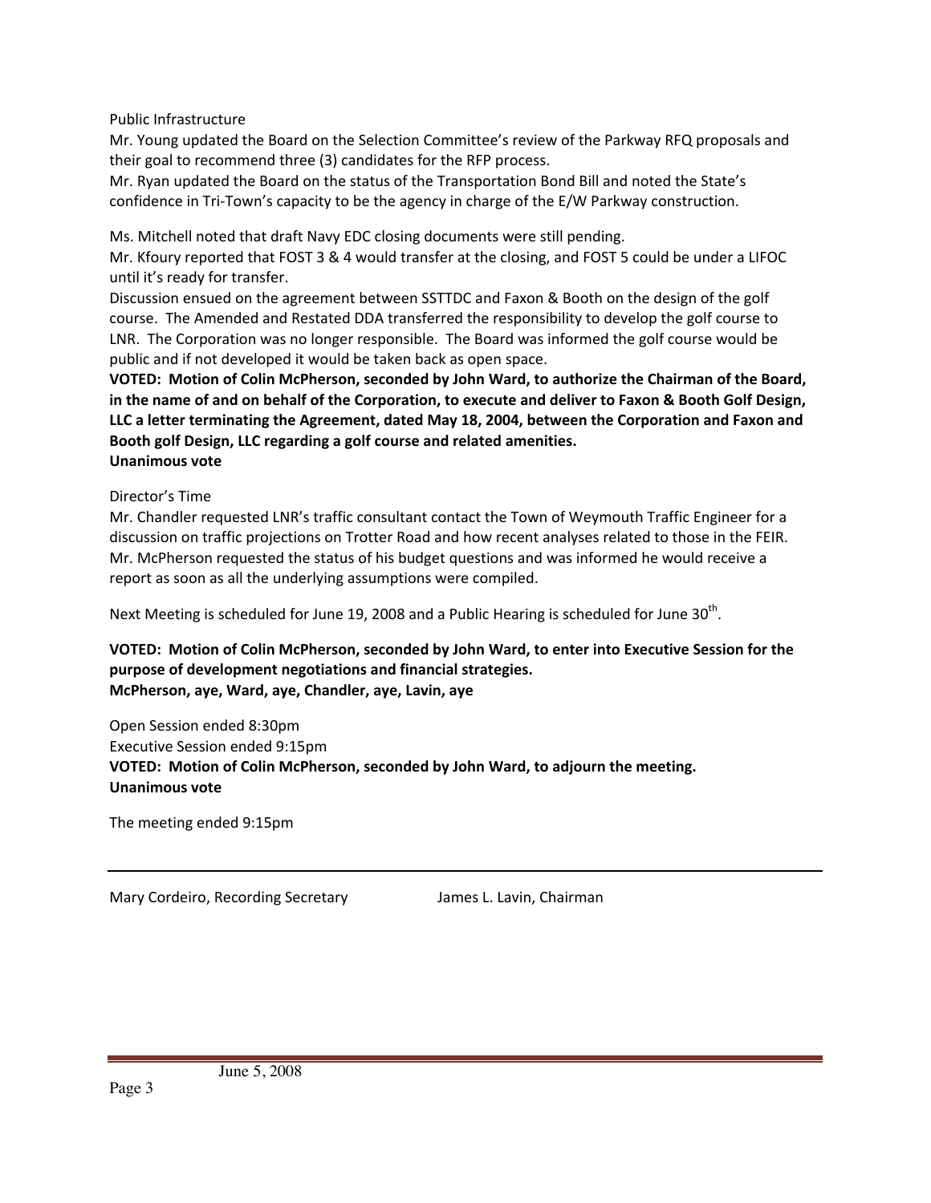Public Infrastructure

Mr. Young updated the Board on the Selection Committee's review of the Parkway RFQ proposals and their goal to recommend three (3) candidates for the RFP process.

Mr. Ryan updated the Board on the status of the Transportation Bond Bill and noted the State's confidence in Tri-Town's capacity to be the agency in charge of the E/W Parkway construction.

Ms. Mitchell noted that draft Navy EDC closing documents were still pending.

Mr. Kfoury reported that FOST 3 & 4 would transfer at the closing, and FOST 5 could be under a LIFOC until it's ready for transfer.

Discussion ensued on the agreement between SSTTDC and Faxon & Booth on the design of the golf course. The Amended and Restated DDA transferred the responsibility to develop the golf course to LNR. The Corporation was no longer responsible. The Board was informed the golf course would be public and if not developed it would be taken back as open space.

**VOTED: Motion of Colin McPherson, seconded by John Ward, to authorize the Chairman of the Board, in the name of and on behalf of the Corporation, to execute and deliver to Faxon & Booth Golf Design, LLC a letter terminating the Agreement, dated May 18, 2004, between the Corporation and Faxon and Booth golf Design, LLC regarding a golf course and related amenities.**
**Unanimous vote**

Director's Time

Mr. Chandler requested LNR's traffic consultant contact the Town of Weymouth Traffic Engineer for a discussion on traffic projections on Trotter Road and how recent analyses related to those in the FEIR.

Mr. McPherson requested the status of his budget questions and was informed he would receive a report as soon as all the underlying assumptions were compiled.

Next Meeting is scheduled for June 19, 2008 and a Public Hearing is scheduled for June 30th.

**VOTED: Motion of Colin McPherson, seconded by John Ward, to enter into Executive Session for the purpose of development negotiations and financial strategies.**
**McPherson, aye, Ward, aye, Chandler, aye, Lavin, aye**

Open Session ended 8:30pm

Executive Session ended 9:15pm

**VOTED: Motion of Colin McPherson, seconded by John Ward, to adjourn the meeting.**
**Unanimous vote**

The meeting ended 9:15pm

---

Mary Cordeiro, Recording Secretary James L. Lavin, Chairman